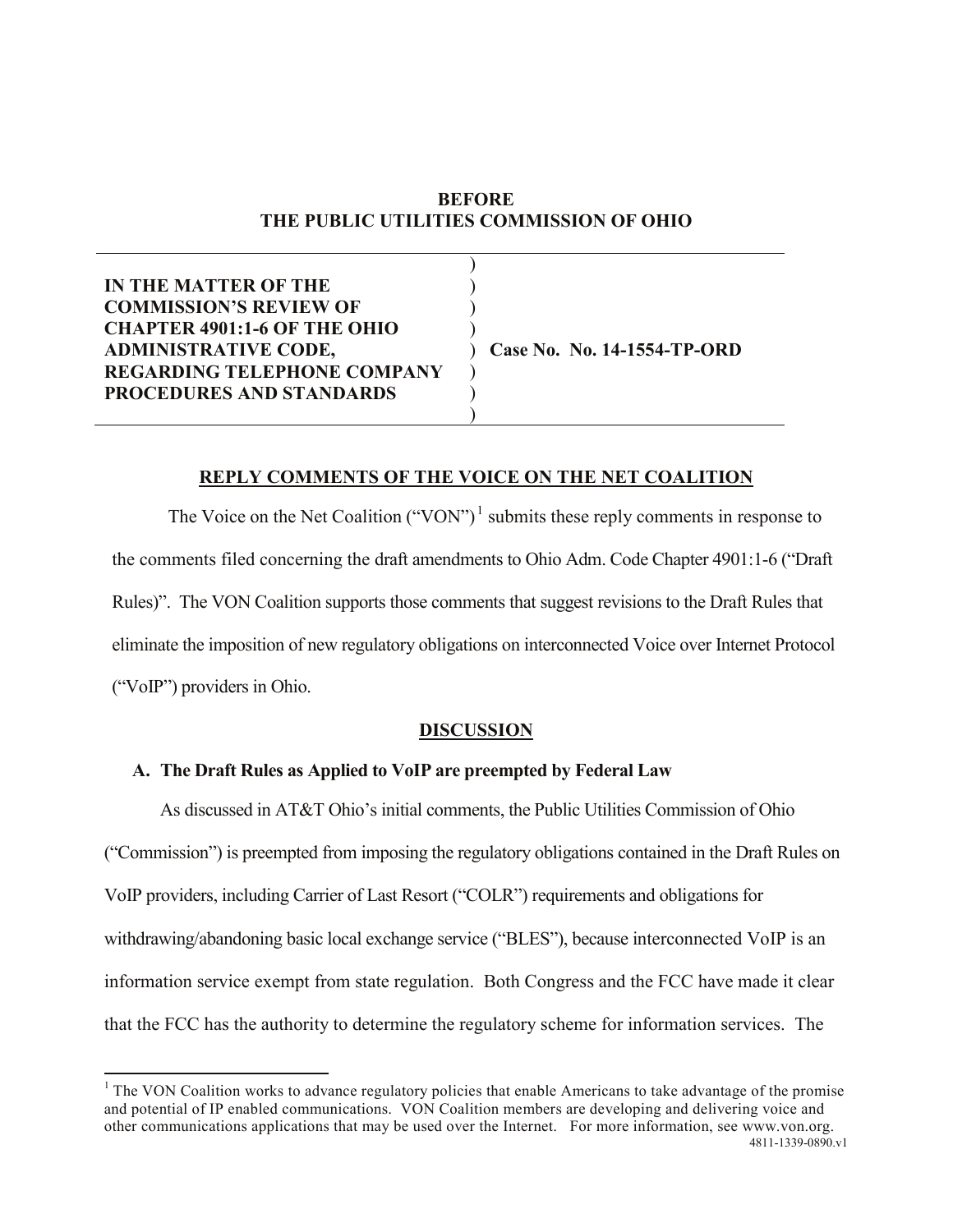**BEFORE**
**THE PUBLIC UTILITIES COMMISSION OF OHIO**

| | | |
|---|---|---|
| **IN THE MATTER OF THE COMMISSION'S REVIEW OF CHAPTER 4901:1-6 OF THE OHIO ADMINISTRATIVE CODE, REGARDING TELEPHONE COMPANY PROCEDURES AND STANDARDS** | ) | **Case No. No. 14-1554-TP-ORD** |

## REPLY COMMENTS OF THE VOICE ON THE NET COALITION

The Voice on the Net Coalition ("VON")[1] submits these reply comments in response to the comments filed concerning the draft amendments to Ohio Adm. Code Chapter 4901:1-6 ("Draft Rules)". The VON Coalition supports those comments that suggest revisions to the Draft Rules that eliminate the imposition of new regulatory obligations on interconnected Voice over Internet Protocol ("VoIP") providers in Ohio.

## DISCUSSION

### A. The Draft Rules as Applied to VoIP are preempted by Federal Law

As discussed in AT&T Ohio's initial comments, the Public Utilities Commission of Ohio ("Commission") is preempted from imposing the regulatory obligations contained in the Draft Rules on VoIP providers, including Carrier of Last Resort ("COLR") requirements and obligations for withdrawing/abandoning basic local exchange service ("BLES"), because interconnected VoIP is an information service exempt from state regulation. Both Congress and the FCC have made it clear that the FCC has the authority to determine the regulatory scheme for information services. The

---

[1] The VON Coalition works to advance regulatory policies that enable Americans to take advantage of the promise and potential of IP enabled communications. VON Coalition members are developing and delivering voice and other communications applications that may be used over the Internet. For more information, see www.von.org.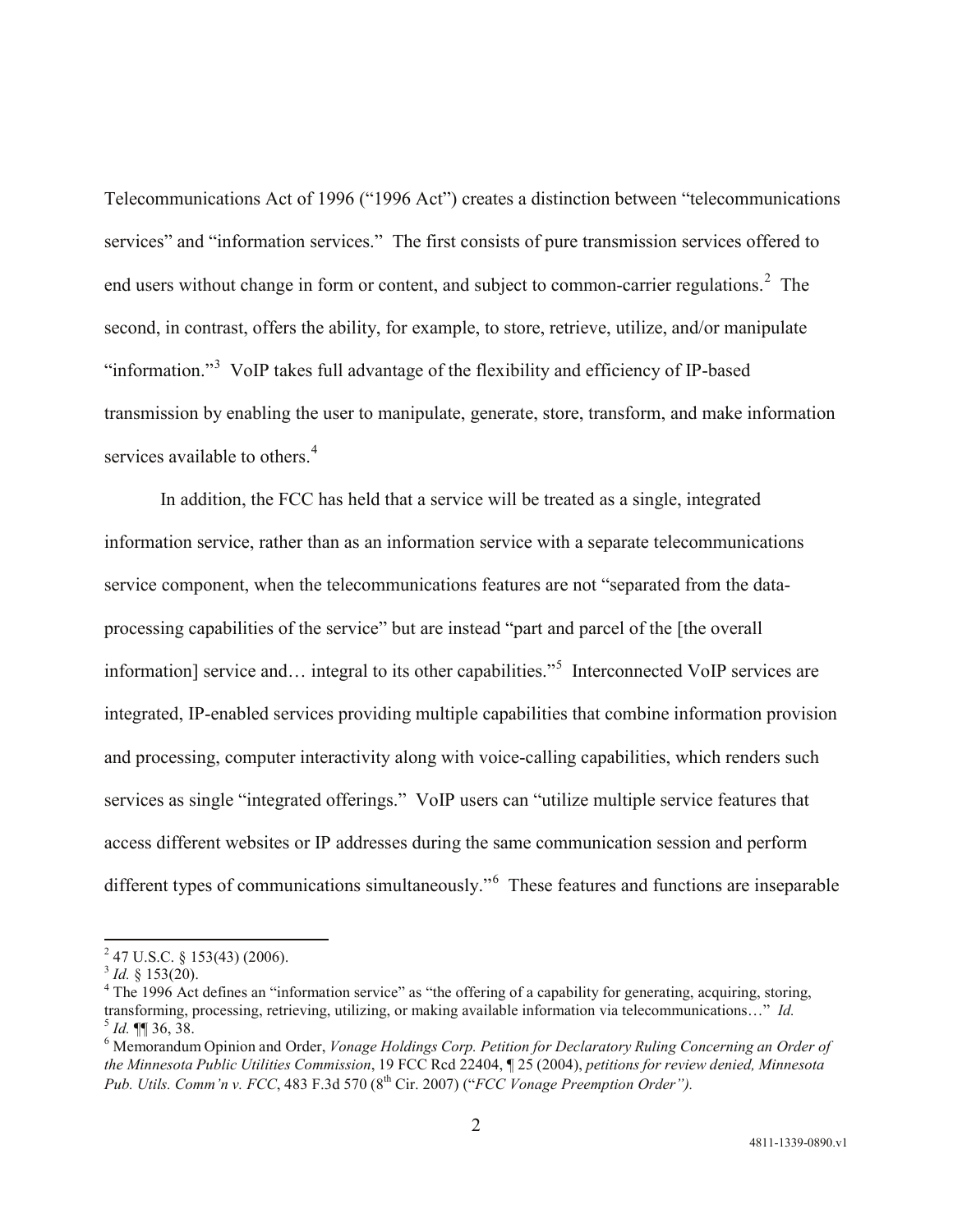Telecommunications Act of 1996 ("1996 Act") creates a distinction between "telecommunications services" and "information services." The first consists of pure transmission services offered to end users without change in form or content, and subject to common-carrier regulations.[2] The second, in contrast, offers the ability, for example, to store, retrieve, utilize, and/or manipulate "information."[3] VoIP takes full advantage of the flexibility and efficiency of IP-based transmission by enabling the user to manipulate, generate, store, transform, and make information services available to others.[4]

In addition, the FCC has held that a service will be treated as a single, integrated information service, rather than as an information service with a separate telecommunications service component, when the telecommunications features are not "separated from the data-processing capabilities of the service" but are instead "part and parcel of the [the overall information] service and… integral to its other capabilities."[5] Interconnected VoIP services are integrated, IP-enabled services providing multiple capabilities that combine information provision and processing, computer interactivity along with voice-calling capabilities, which renders such services as single "integrated offerings." VoIP users can "utilize multiple service features that access different websites or IP addresses during the same communication session and perform different types of communications simultaneously."[6] These features and functions are inseparable

---

[2] 47 U.S.C. § 153(43) (2006).

[3] *Id.* § 153(20).

[4] The 1996 Act defines an "information service" as "the offering of a capability for generating, acquiring, storing, transforming, processing, retrieving, utilizing, or making available information via telecommunications…" *Id.*

[5] *Id.* ¶¶ 36, 38.

[6] Memorandum Opinion and Order, *Vonage Holdings Corp. Petition for Declaratory Ruling Concerning an Order of the Minnesota Public Utilities Commission*, 19 FCC Rcd 22404, ¶ 25 (2004), *petitions for review denied, Minnesota Pub. Utils. Comm'n v. FCC*, 483 F.3d 570 (8th Cir. 2007) ("*FCC Vonage Preemption Order").*

4811-1339-0890.v1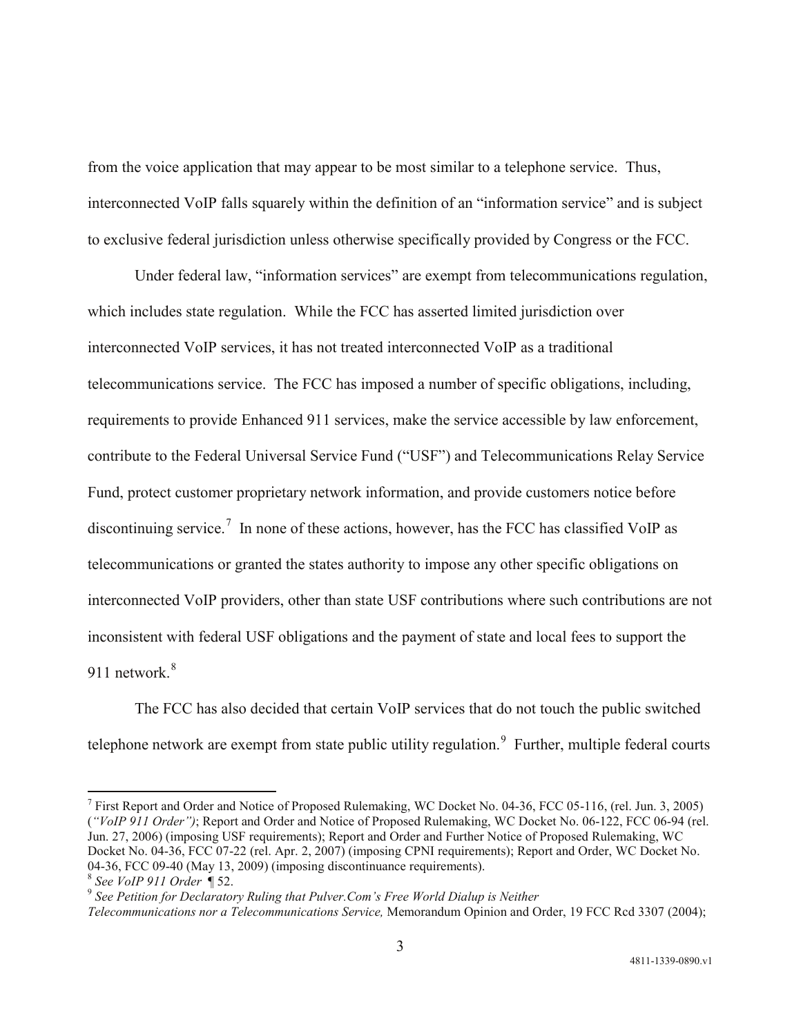from the voice application that may appear to be most similar to a telephone service. Thus, interconnected VoIP falls squarely within the definition of an "information service" and is subject to exclusive federal jurisdiction unless otherwise specifically provided by Congress or the FCC.

Under federal law, "information services" are exempt from telecommunications regulation, which includes state regulation. While the FCC has asserted limited jurisdiction over interconnected VoIP services, it has not treated interconnected VoIP as a traditional telecommunications service. The FCC has imposed a number of specific obligations, including, requirements to provide Enhanced 911 services, make the service accessible by law enforcement, contribute to the Federal Universal Service Fund ("USF") and Telecommunications Relay Service Fund, protect customer proprietary network information, and provide customers notice before discontinuing service.[7] In none of these actions, however, has the FCC has classified VoIP as telecommunications or granted the states authority to impose any other specific obligations on interconnected VoIP providers, other than state USF contributions where such contributions are not inconsistent with federal USF obligations and the payment of state and local fees to support the 911 network.[8]

The FCC has also decided that certain VoIP services that do not touch the public switched telephone network are exempt from state public utility regulation.[9] Further, multiple federal courts

---

[7] First Report and Order and Notice of Proposed Rulemaking, WC Docket No. 04-36, FCC 05-116, (rel. Jun. 3, 2005) (*"VoIP 911 Order")*; Report and Order and Notice of Proposed Rulemaking, WC Docket No. 06-122, FCC 06-94 (rel. Jun. 27, 2006) (imposing USF requirements); Report and Order and Further Notice of Proposed Rulemaking, WC Docket No. 04-36, FCC 07-22 (rel. Apr. 2, 2007) (imposing CPNI requirements); Report and Order, WC Docket No. 04-36, FCC 09-40 (May 13, 2009) (imposing discontinuance requirements).

[8] *See VoIP 911 Order* ¶ 52.

[9] *See Petition for Declaratory Ruling that Pulver.Com's Free World Dialup is Neither Telecommunications nor a Telecommunications Service,* Memorandum Opinion and Order, 19 FCC Rcd 3307 (2004);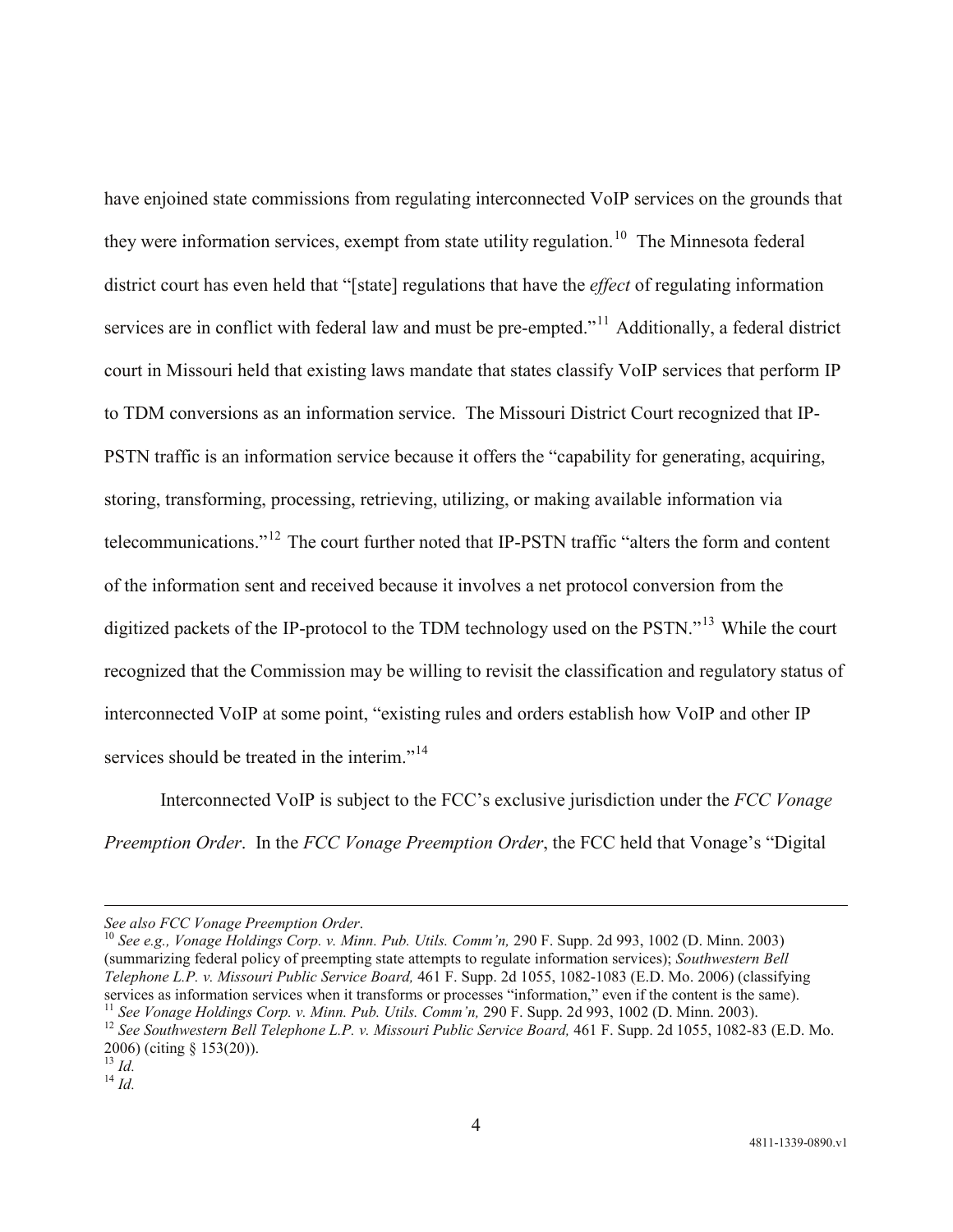have enjoined state commissions from regulating interconnected VoIP services on the grounds that they were information services, exempt from state utility regulation.[10] The Minnesota federal district court has even held that "[state] regulations that have the *effect* of regulating information services are in conflict with federal law and must be pre-empted."[11] Additionally, a federal district court in Missouri held that existing laws mandate that states classify VoIP services that perform IP to TDM conversions as an information service. The Missouri District Court recognized that IP-PSTN traffic is an information service because it offers the "capability for generating, acquiring, storing, transforming, processing, retrieving, utilizing, or making available information via telecommunications."[12] The court further noted that IP-PSTN traffic "alters the form and content of the information sent and received because it involves a net protocol conversion from the digitized packets of the IP-protocol to the TDM technology used on the PSTN."[13] While the court recognized that the Commission may be willing to revisit the classification and regulatory status of interconnected VoIP at some point, "existing rules and orders establish how VoIP and other IP services should be treated in the interim."[14]

Interconnected VoIP is subject to the FCC's exclusive jurisdiction under the *FCC Vonage Preemption Order*. In the *FCC Vonage Preemption Order*, the FCC held that Vonage's "Digital

---

*See also FCC Vonage Preemption Order*.

[10] *See e.g., Vonage Holdings Corp. v. Minn. Pub. Utils. Comm'n,* 290 F. Supp. 2d 993, 1002 (D. Minn. 2003) (summarizing federal policy of preempting state attempts to regulate information services); *Southwestern Bell Telephone L.P. v. Missouri Public Service Board,* 461 F. Supp. 2d 1055, 1082-1083 (E.D. Mo. 2006) (classifying services as information services when it transforms or processes "information," even if the content is the same).

[11] *See Vonage Holdings Corp. v. Minn. Pub. Utils. Comm'n,* 290 F. Supp. 2d 993, 1002 (D. Minn. 2003).

[12] *See Southwestern Bell Telephone L.P. v. Missouri Public Service Board,* 461 F. Supp. 2d 1055, 1082-83 (E.D. Mo. 2006) (citing § 153(20)).

[13] *Id.*

[14] *Id.*

4811-1339-0890.v1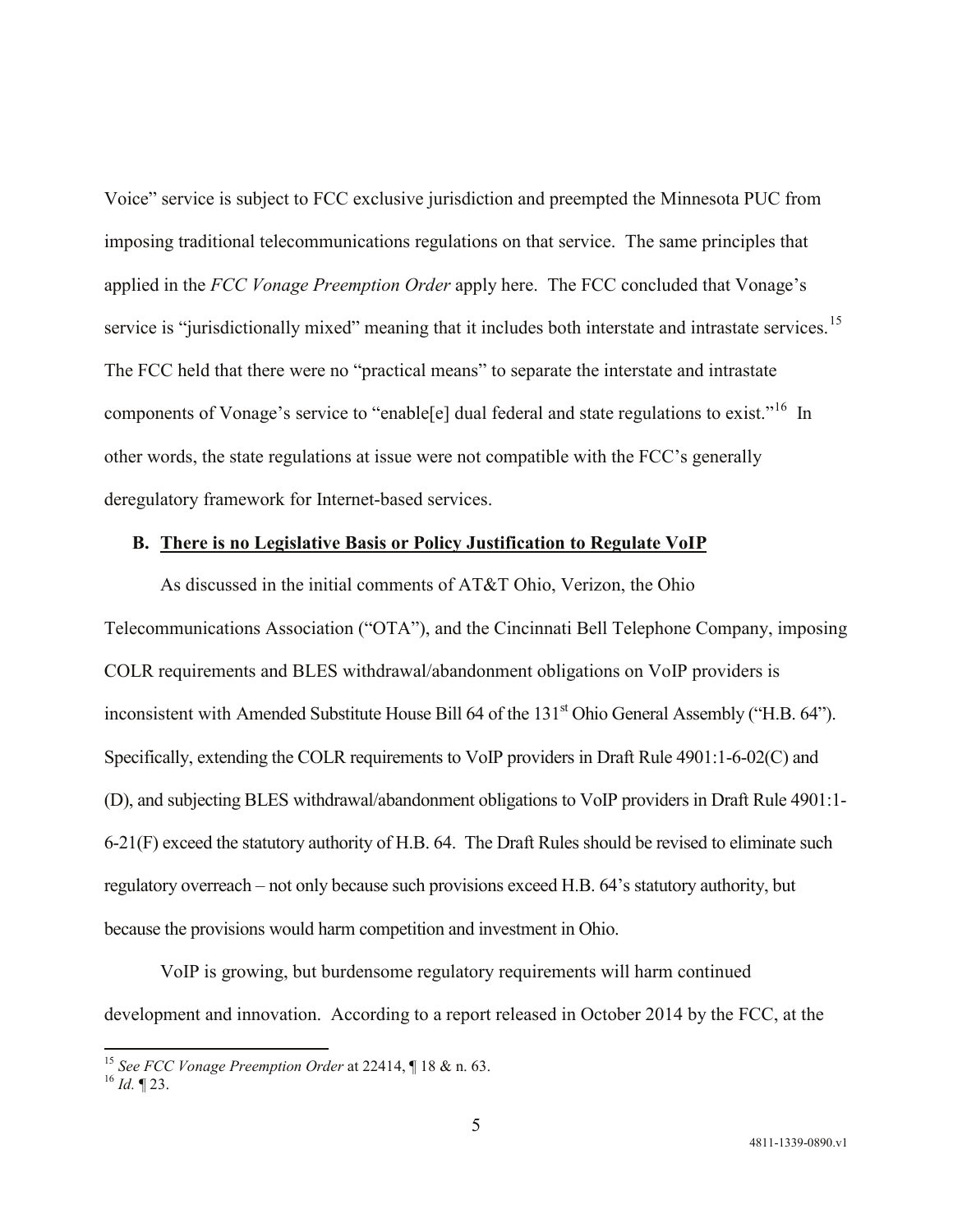Voice" service is subject to FCC exclusive jurisdiction and preempted the Minnesota PUC from imposing traditional telecommunications regulations on that service. The same principles that applied in the *FCC Vonage Preemption Order* apply here. The FCC concluded that Vonage's service is "jurisdictionally mixed" meaning that it includes both interstate and intrastate services.[15] The FCC held that there were no "practical means" to separate the interstate and intrastate components of Vonage's service to "enable[e] dual federal and state regulations to exist."[16] In other words, the state regulations at issue were not compatible with the FCC's generally deregulatory framework for Internet-based services.

### B. There is no Legislative Basis or Policy Justification to Regulate VoIP

As discussed in the initial comments of AT&T Ohio, Verizon, the Ohio Telecommunications Association ("OTA"), and the Cincinnati Bell Telephone Company, imposing COLR requirements and BLES withdrawal/abandonment obligations on VoIP providers is inconsistent with Amended Substitute House Bill 64 of the 131st Ohio General Assembly ("H.B. 64"). Specifically, extending the COLR requirements to VoIP providers in Draft Rule 4901:1-6-02(C) and (D), and subjecting BLES withdrawal/abandonment obligations to VoIP providers in Draft Rule 4901:1-6-21(F) exceed the statutory authority of H.B. 64. The Draft Rules should be revised to eliminate such regulatory overreach – not only because such provisions exceed H.B. 64's statutory authority, but because the provisions would harm competition and investment in Ohio.

VoIP is growing, but burdensome regulatory requirements will harm continued development and innovation. According to a report released in October 2014 by the FCC, at the

---

[15] *See FCC Vonage Preemption Order* at 22414, ¶ 18 & n. 63.

[16] *Id.* ¶ 23.

4811-1339-0890.v1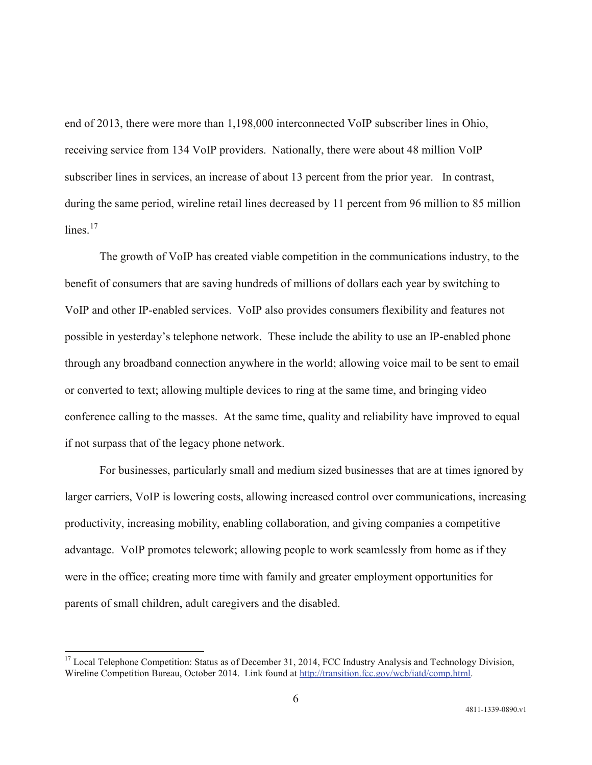end of 2013, there were more than 1,198,000 interconnected VoIP subscriber lines in Ohio, receiving service from 134 VoIP providers. Nationally, there were about 48 million VoIP subscriber lines in services, an increase of about 13 percent from the prior year. In contrast, during the same period, wireline retail lines decreased by 11 percent from 96 million to 85 million lines.[17]

The growth of VoIP has created viable competition in the communications industry, to the benefit of consumers that are saving hundreds of millions of dollars each year by switching to VoIP and other IP-enabled services. VoIP also provides consumers flexibility and features not possible in yesterday's telephone network. These include the ability to use an IP-enabled phone through any broadband connection anywhere in the world; allowing voice mail to be sent to email or converted to text; allowing multiple devices to ring at the same time, and bringing video conference calling to the masses. At the same time, quality and reliability have improved to equal if not surpass that of the legacy phone network.

For businesses, particularly small and medium sized businesses that are at times ignored by larger carriers, VoIP is lowering costs, allowing increased control over communications, increasing productivity, increasing mobility, enabling collaboration, and giving companies a competitive advantage. VoIP promotes telework; allowing people to work seamlessly from home as if they were in the office; creating more time with family and greater employment opportunities for parents of small children, adult caregivers and the disabled.

---

[17] Local Telephone Competition: Status as of December 31, 2014, FCC Industry Analysis and Technology Division, Wireline Competition Bureau, October 2014. Link found at http://transition.fcc.gov/wcb/iatd/comp.html.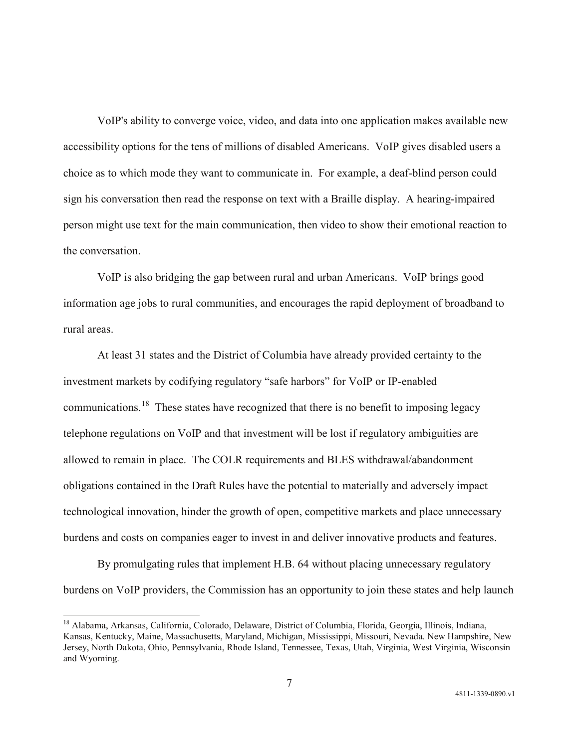VoIP's ability to converge voice, video, and data into one application makes available new accessibility options for the tens of millions of disabled Americans. VoIP gives disabled users a choice as to which mode they want to communicate in. For example, a deaf-blind person could sign his conversation then read the response on text with a Braille display. A hearing-impaired person might use text for the main communication, then video to show their emotional reaction to the conversation.

VoIP is also bridging the gap between rural and urban Americans. VoIP brings good information age jobs to rural communities, and encourages the rapid deployment of broadband to rural areas.

At least 31 states and the District of Columbia have already provided certainty to the investment markets by codifying regulatory "safe harbors" for VoIP or IP-enabled communications.[18] These states have recognized that there is no benefit to imposing legacy telephone regulations on VoIP and that investment will be lost if regulatory ambiguities are allowed to remain in place. The COLR requirements and BLES withdrawal/abandonment obligations contained in the Draft Rules have the potential to materially and adversely impact technological innovation, hinder the growth of open, competitive markets and place unnecessary burdens and costs on companies eager to invest in and deliver innovative products and features.

By promulgating rules that implement H.B. 64 without placing unnecessary regulatory burdens on VoIP providers, the Commission has an opportunity to join these states and help launch

[18] Alabama, Arkansas, California, Colorado, Delaware, District of Columbia, Florida, Georgia, Illinois, Indiana, Kansas, Kentucky, Maine, Massachusetts, Maryland, Michigan, Mississippi, Missouri, Nevada. New Hampshire, New Jersey, North Dakota, Ohio, Pennsylvania, Rhode Island, Tennessee, Texas, Utah, Virginia, West Virginia, Wisconsin and Wyoming.

4811-1339-0890.v1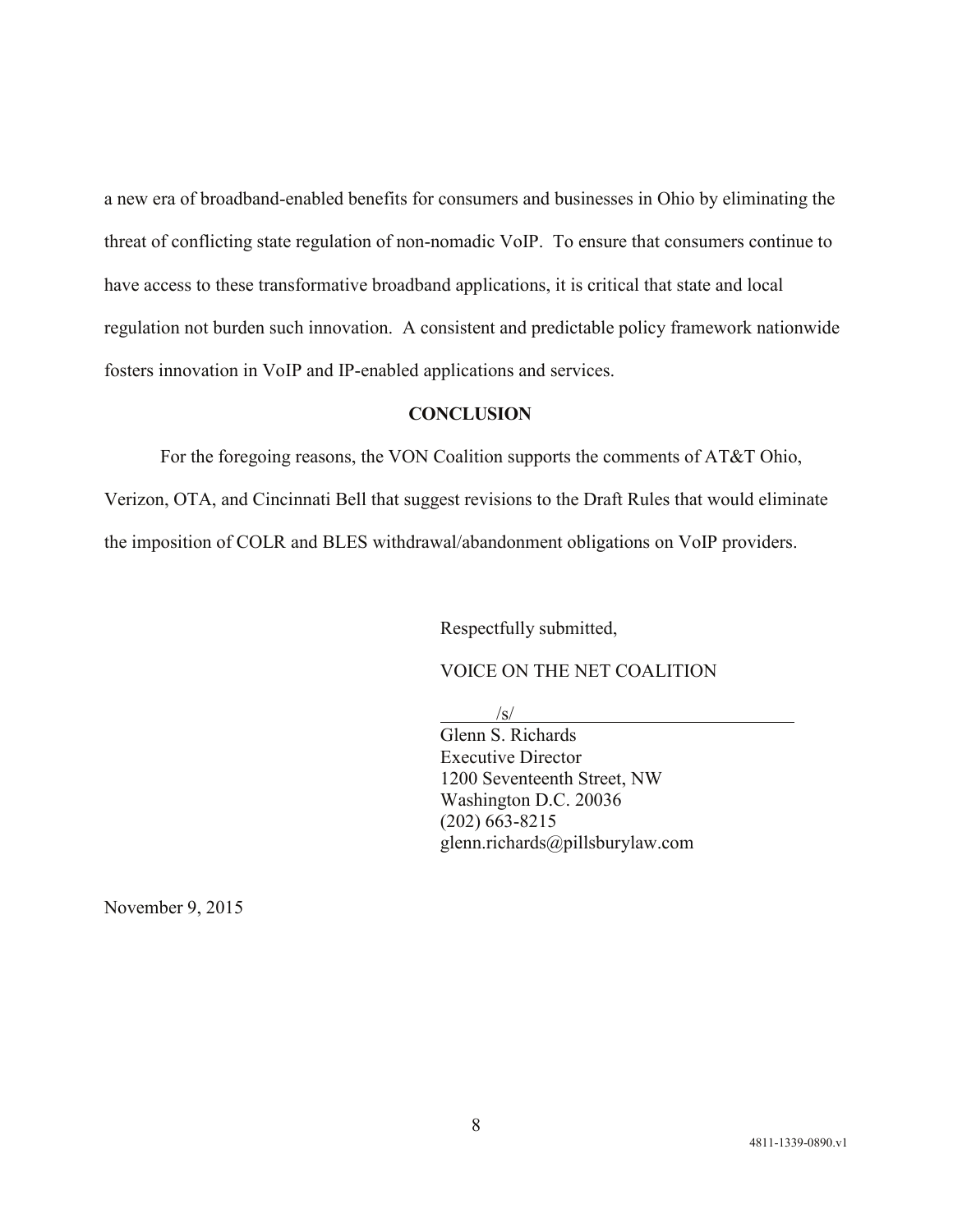a new era of broadband-enabled benefits for consumers and businesses in Ohio by eliminating the threat of conflicting state regulation of non-nomadic VoIP. To ensure that consumers continue to have access to these transformative broadband applications, it is critical that state and local regulation not burden such innovation. A consistent and predictable policy framework nationwide fosters innovation in VoIP and IP-enabled applications and services.

## CONCLUSION

For the foregoing reasons, the VON Coalition supports the comments of AT&T Ohio, Verizon, OTA, and Cincinnati Bell that suggest revisions to the Draft Rules that would eliminate the imposition of COLR and BLES withdrawal/abandonment obligations on VoIP providers.

Respectfully submitted,

VOICE ON THE NET COALITION

/s/

Glenn S. Richards
Executive Director
1200 Seventeenth Street, NW
Washington D.C. 20036
(202) 663-8215
glenn.richards@pillsburylaw.com

November 9, 2015

4811-1339-0890.v1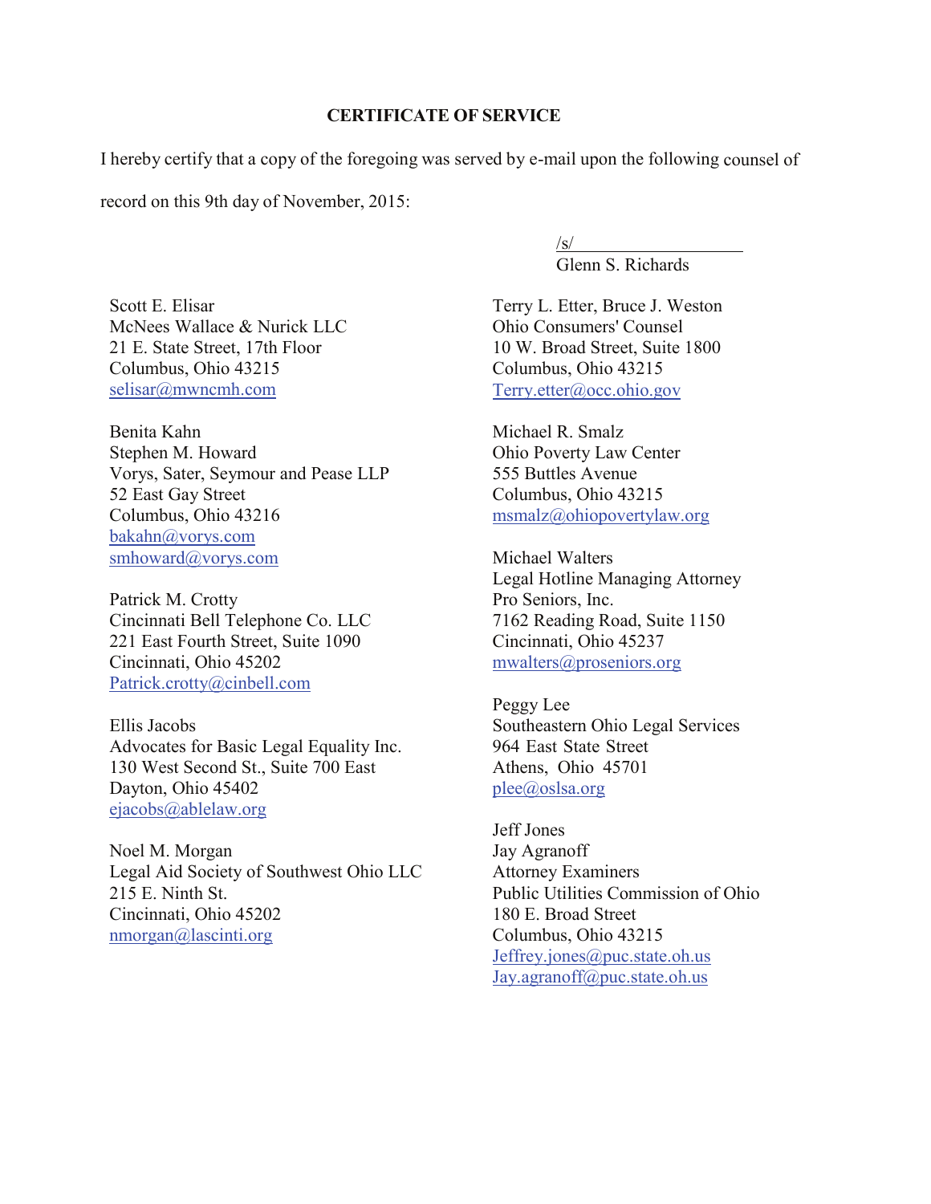**CERTIFICATE OF SERVICE**

I hereby certify that a copy of the foregoing was served by e-mail upon the following counsel of record on this 9th day of November, 2015:

/s/

Glenn S. Richards

Scott E. Elisar
McNees Wallace & Nurick LLC
21 E. State Street, 17th Floor
Columbus, Ohio 43215
selisar@mwncmh.com

Benita Kahn
Stephen M. Howard
Vorys, Sater, Seymour and Pease LLP
52 East Gay Street
Columbus, Ohio 43216
bakahn@vorys.com
smhoward@vorys.com

Patrick M. Crotty
Cincinnati Bell Telephone Co. LLC
221 East Fourth Street, Suite 1090
Cincinnati, Ohio 45202
Patrick.crotty@cinbell.com

Ellis Jacobs
Advocates for Basic Legal Equality Inc.
130 West Second St., Suite 700 East
Dayton, Ohio 45402
ejacobs@ablelaw.org

Noel M. Morgan
Legal Aid Society of Southwest Ohio LLC
215 E. Ninth St.
Cincinnati, Ohio 45202
nmorgan@lascinti.org

Terry L. Etter, Bruce J. Weston
Ohio Consumers' Counsel
10 W. Broad Street, Suite 1800
Columbus, Ohio 43215
Terry.etter@occ.ohio.gov

Michael R. Smalz
Ohio Poverty Law Center
555 Buttles Avenue
Columbus, Ohio 43215
msmalz@ohiopovertylaw.org

Michael Walters
Legal Hotline Managing Attorney
Pro Seniors, Inc.
7162 Reading Road, Suite 1150
Cincinnati, Ohio 45237
mwalters@proseniors.org

Peggy Lee
Southeastern Ohio Legal Services
964 East State Street
Athens, Ohio 45701
plee@oslsa.org

Jeff Jones
Jay Agranoff
Attorney Examiners
Public Utilities Commission of Ohio
180 E. Broad Street
Columbus, Ohio 43215
Jeffrey.jones@puc.state.oh.us
Jay.agranoff@puc.state.oh.us